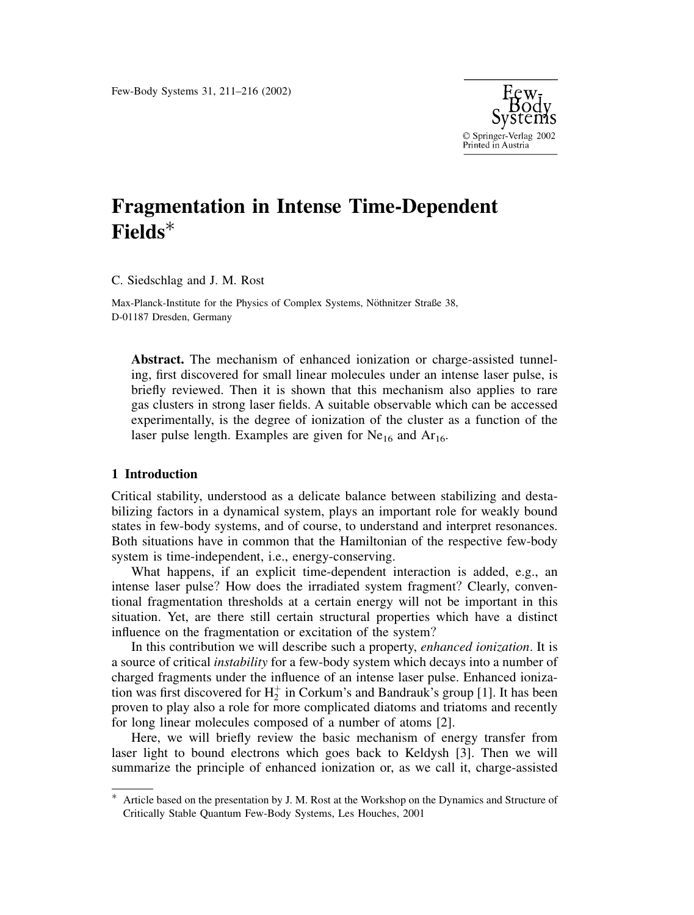# Fragmentation in Intense Time-Dependent Fields*

C. Siedschlag and J. M. Rost

Max-Planck-Institute for the Physics of Complex Systems, Nöthnitzer Straße 38, D-01187 Dresden, Germany

**Abstract.** The mechanism of enhanced ionization or charge-assisted tunneling, first discovered for small linear molecules under an intense laser pulse, is briefly reviewed. Then it is shown that this mechanism also applies to rare gas clusters in strong laser fields. A suitable observable which can be accessed experimentally, is the degree of ionization of the cluster as a function of the laser pulse length. Examples are given for $Ne_{16}$ and $Ar_{16}$.

## 1 Introduction

Critical stability, understood as a delicate balance between stabilizing and destabilizing factors in a dynamical system, plays an important role for weakly bound states in few-body systems, and of course, to understand and interpret resonances. Both situations have in common that the Hamiltonian of the respective few-body system is time-independent, i.e., energy-conserving.

What happens, if an explicit time-dependent interaction is added, e.g., an intense laser pulse? How does the irradiated system fragment? Clearly, conventional fragmentation thresholds at a certain energy will not be important in this situation. Yet, are there still certain structural properties which have a distinct influence on the fragmentation or excitation of the system?

In this contribution we will describe such a property, *enhanced ionization*. It is a source of critical *instability* for a few-body system which decays into a number of charged fragments under the influence of an intense laser pulse. Enhanced ionization was first discovered for $H_2^+$ in Corkum's and Bandrauk's group [1]. It has been proven to play also a role for more complicated diatoms and triatoms and recently for long linear molecules composed of a number of atoms [2].

Here, we will briefly review the basic mechanism of energy transfer from laser light to bound electrons which goes back to Keldysh [3]. Then we will summarize the principle of enhanced ionization or, as we call it, charge-assisted

---

* Article based on the presentation by J. M. Rost at the Workshop on the Dynamics and Structure of Critically Stable Quantum Few-Body Systems, Les Houches, 2001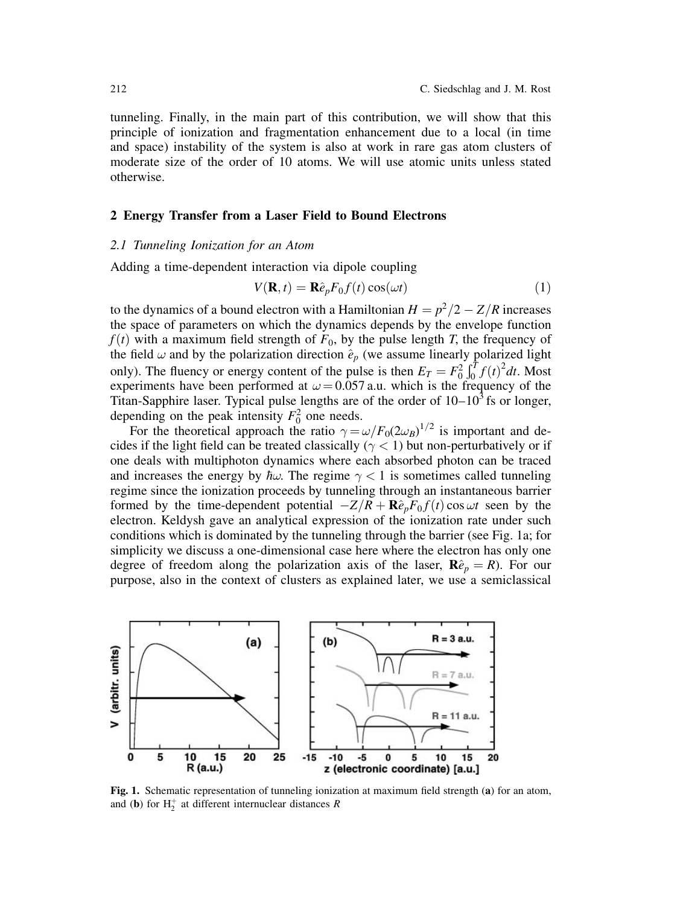tunneling. Finally, in the main part of this contribution, we will show that this principle of ionization and fragmentation enhancement due to a local (in time and space) instability of the system is also at work in rare gas atom clusters of moderate size of the order of 10 atoms. We will use atomic units unless stated otherwise.

## 2 Energy Transfer from a Laser Field to Bound Electrons

### 2.1 Tunneling Ionization for an Atom

Adding a time-dependent interaction via dipole coupling

$$V(\mathbf{R}, t) = \mathbf{R}\hat{e}_p F_0 f(t)\cos(\omega t) \tag{1}$$

to the dynamics of a bound electron with a Hamiltonian $H = p^2/2 - Z/R$ increases the space of parameters on which the dynamics depends by the envelope function $f(t)$ with a maximum field strength of $F_0$, by the pulse length $T$, the frequency of the field $\omega$ and by the polarization direction $\hat{e}_p$ (we assume linearly polarized light only). The fluency or energy content of the pulse is then $E_T = F_0^2 \int_0^T f(t)^2 dt$. Most experiments have been performed at $\omega = 0.057$ a.u. which is the frequency of the Titan-Sapphire laser. Typical pulse lengths are of the order of $10$–$10^3$ fs or longer, depending on the peak intensity $F_0^2$ one needs.

For the theoretical approach the ratio $\gamma = \omega / F_0 (2\omega_B)^{1/2}$ is important and decides if the light field can be treated classically ($\gamma < 1$) but non-perturbatively or if one deals with multiphoton dynamics where each absorbed photon can be traced and increases the energy by $\hbar\omega$. The regime $\gamma < 1$ is sometimes called tunneling regime since the ionization proceeds by tunneling through an instantaneous barrier formed by the time-dependent potential $-Z/R + \mathbf{R}\hat{e}_p F_0 f(t)\cos\omega t$ seen by the electron. Keldysh gave an analytical expression of the ionization rate under such conditions which is dominated by the tunneling through the barrier (see Fig. 1a; for simplicity we discuss a one-dimensional case here where the electron has only one degree of freedom along the polarization axis of the laser, $\mathbf{R}\hat{e}_p = R$). For our purpose, also in the context of clusters as explained later, we use a semiclassical

**Fig. 1.** Schematic representation of tunneling ionization at maximum field strength (**a**) for an atom, and (**b**) for $H_2^+$ at different internuclear distances $R$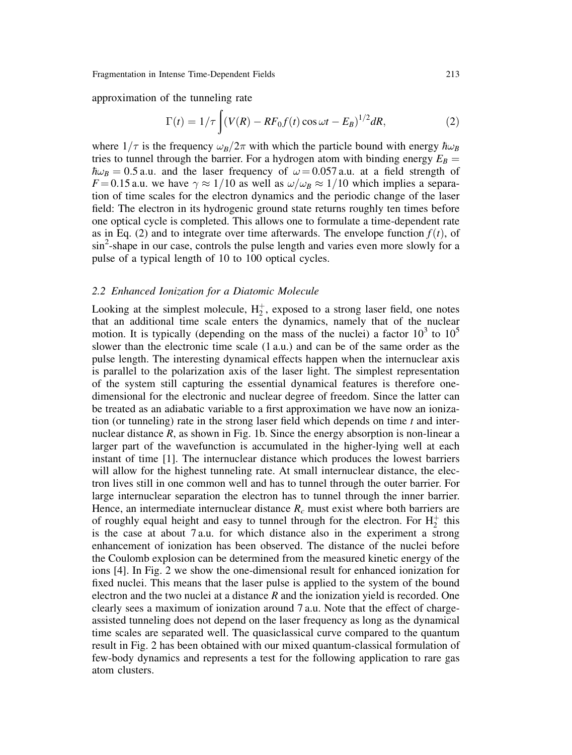approximation of the tunneling rate

$$\Gamma(t) = 1/\tau \int (V(R) - RF_0 f(t)\cos\omega t - E_B)^{1/2} dR, \tag{2}$$

where $1/\tau$ is the frequency $\omega_B/2\pi$ with which the particle bound with energy $\hbar\omega_B$ tries to tunnel through the barrier. For a hydrogen atom with binding energy $E_B = \hbar\omega_B = 0.5$ a.u. and the laser frequency of $\omega = 0.057$ a.u. at a field strength of $F = 0.15$ a.u. we have $\gamma \approx 1/10$ as well as $\omega/\omega_B \approx 1/10$ which implies a separation of time scales for the electron dynamics and the periodic change of the laser field: The electron in its hydrogenic ground state returns roughly ten times before one optical cycle is completed. This allows one to formulate a time-dependent rate as in Eq. (2) and to integrate over time afterwards. The envelope function $f(t)$, of $\sin^2$-shape in our case, controls the pulse length and varies even more slowly for a pulse of a typical length of 10 to 100 optical cycles.

### 2.2 Enhanced Ionization for a Diatomic Molecule

Looking at the simplest molecule, $H_2^+$, exposed to a strong laser field, one notes that an additional time scale enters the dynamics, namely that of the nuclear motion. It is typically (depending on the mass of the nuclei) a factor $10^3$ to $10^5$ slower than the electronic time scale (1 a.u.) and can be of the same order as the pulse length. The interesting dynamical effects happen when the internuclear axis is parallel to the polarization axis of the laser light. The simplest representation of the system still capturing the essential dynamical features is therefore one-dimensional for the electronic and nuclear degree of freedom. Since the latter can be treated as an adiabatic variable to a first approximation we have now an ionization (or tunneling) rate in the strong laser field which depends on time $t$ and internuclear distance $R$, as shown in Fig. 1b. Since the energy absorption is non-linear a larger part of the wavefunction is accumulated in the higher-lying well at each instant of time [1]. The internuclear distance which produces the lowest barriers will allow for the highest tunneling rate. At small internuclear distance, the electron lives still in one common well and has to tunnel through the outer barrier. For large internuclear separation the electron has to tunnel through the inner barrier. Hence, an intermediate internuclear distance $R_c$ must exist where both barriers are of roughly equal height and easy to tunnel through for the electron. For $H_2^+$ this is the case at about 7 a.u. for which distance also in the experiment a strong enhancement of ionization has been observed. The distance of the nuclei before the Coulomb explosion can be determined from the measured kinetic energy of the ions [4]. In Fig. 2 we show the one-dimensional result for enhanced ionization for fixed nuclei. This means that the laser pulse is applied to the system of the bound electron and the two nuclei at a distance $R$ and the ionization yield is recorded. One clearly sees a maximum of ionization around 7 a.u. Note that the effect of charge-assisted tunneling does not depend on the laser frequency as long as the dynamical time scales are separated well. The quasiclassical curve compared to the quantum result in Fig. 2 has been obtained with our mixed quantum-classical formulation of few-body dynamics and represents a test for the following application to rare gas atom clusters.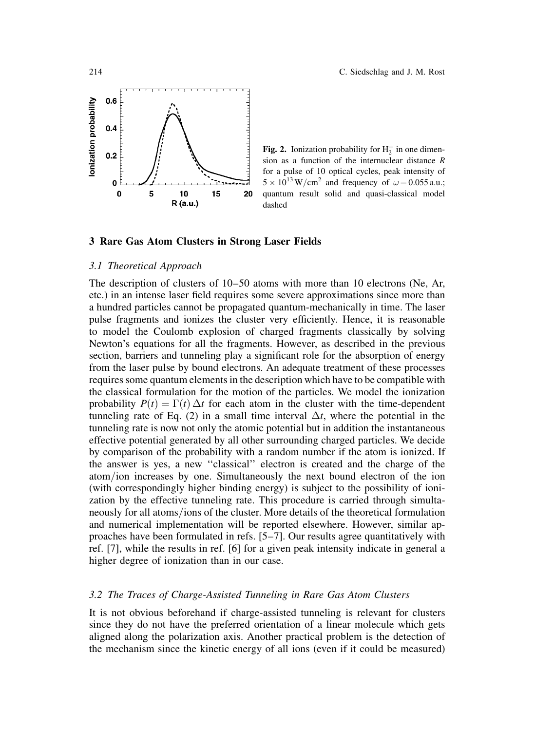**Fig. 2.** Ionization probability for $H_2^+$ in one dimension as a function of the internuclear distance $R$ for a pulse of 10 optical cycles, peak intensity of $5 \times 10^{13}\,\mathrm{W/cm^2}$ and frequency of $\omega = 0.055$ a.u.; quantum result solid and quasi-classical model dashed

## 3 Rare Gas Atom Clusters in Strong Laser Fields

### 3.1 Theoretical Approach

The description of clusters of 10–50 atoms with more than 10 electrons (Ne, Ar, etc.) in an intense laser field requires some severe approximations since more than a hundred particles cannot be propagated quantum-mechanically in time. The laser pulse fragments and ionizes the cluster very efficiently. Hence, it is reasonable to model the Coulomb explosion of charged fragments classically by solving Newton's equations for all the fragments. However, as described in the previous section, barriers and tunneling play a significant role for the absorption of energy from the laser pulse by bound electrons. An adequate treatment of these processes requires some quantum elements in the description which have to be compatible with the classical formulation for the motion of the particles. We model the ionization probability $P(t) = \Gamma(t)\,\Delta t$ for each atom in the cluster with the time-dependent tunneling rate of Eq. (2) in a small time interval $\Delta t$, where the potential in the tunneling rate is now not only the atomic potential but in addition the instantaneous effective potential generated by all other surrounding charged particles. We decide by comparison of the probability with a random number if the atom is ionized. If the answer is yes, a new "classical" electron is created and the charge of the atom/ion increases by one. Simultaneously the next bound electron of the ion (with correspondingly higher binding energy) is subject to the possibility of ionization by the effective tunneling rate. This procedure is carried through simultaneously for all atoms/ions of the cluster. More details of the theoretical formulation and numerical implementation will be reported elsewhere. However, similar approaches have been formulated in refs. [5–7]. Our results agree quantitatively with ref. [7], while the results in ref. [6] for a given peak intensity indicate in general a higher degree of ionization than in our case.

### 3.2 The Traces of Charge-Assisted Tunneling in Rare Gas Atom Clusters

It is not obvious beforehand if charge-assisted tunneling is relevant for clusters since they do not have the preferred orientation of a linear molecule which gets aligned along the polarization axis. Another practical problem is the detection of the mechanism since the kinetic energy of all ions (even if it could be measured)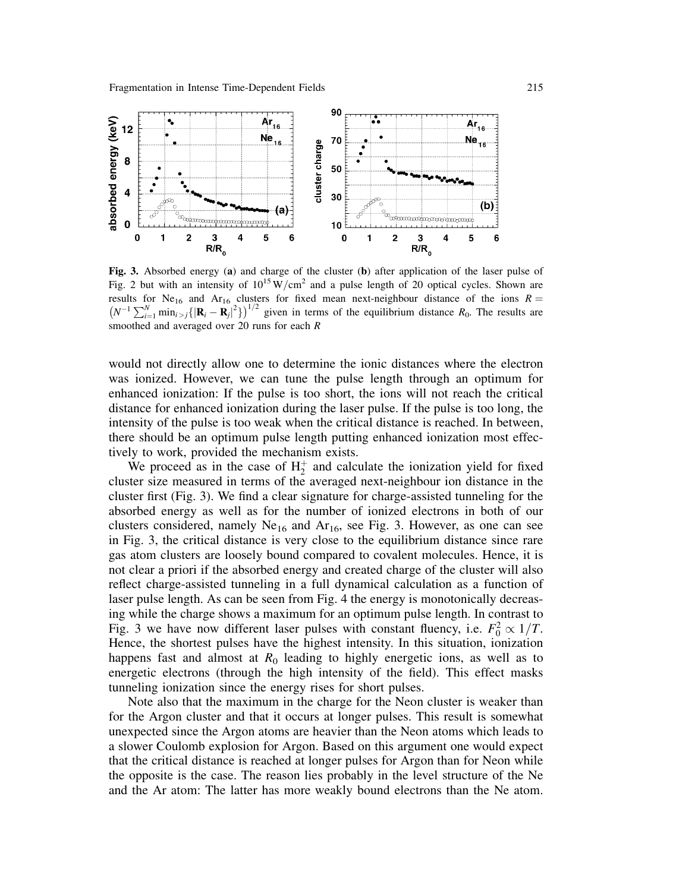**Fig. 3.** Absorbed energy (**a**) and charge of the cluster (**b**) after application of the laser pulse of Fig. 2 but with an intensity of $10^{15}\,\mathrm{W/cm^2}$ and a pulse length of 20 optical cycles. Shown are results for $Ne_{16}$ and $Ar_{16}$ clusters for fixed mean next-neighbour distance of the ions $R = \left(N^{-1}\sum_{i=1}^{N}\min_{i>j}\{|\mathbf{R}_i - \mathbf{R}_j|^2\}\right)^{1/2}$ given in terms of the equilibrium distance $R_0$. The results are smoothed and averaged over 20 runs for each $R$

would not directly allow one to determine the ionic distances where the electron was ionized. However, we can tune the pulse length through an optimum for enhanced ionization: If the pulse is too short, the ions will not reach the critical distance for enhanced ionization during the laser pulse. If the pulse is too long, the intensity of the pulse is too weak when the critical distance is reached. In between, there should be an optimum pulse length putting enhanced ionization most effectively to work, provided the mechanism exists.

We proceed as in the case of $H_2^+$ and calculate the ionization yield for fixed cluster size measured in terms of the averaged next-neighbour ion distance in the cluster first (Fig. 3). We find a clear signature for charge-assisted tunneling for the absorbed energy as well as for the number of ionized electrons in both of our clusters considered, namely $Ne_{16}$ and $Ar_{16}$, see Fig. 3. However, as one can see in Fig. 3, the critical distance is very close to the equilibrium distance since rare gas atom clusters are loosely bound compared to covalent molecules. Hence, it is not clear a priori if the absorbed energy and created charge of the cluster will also reflect charge-assisted tunneling in a full dynamical calculation as a function of laser pulse length. As can be seen from Fig. 4 the energy is monotonically decreasing while the charge shows a maximum for an optimum pulse length. In contrast to Fig. 3 we have now different laser pulses with constant fluency, i.e. $F_0^2 \propto 1/T$. Hence, the shortest pulses have the highest intensity. In this situation, ionization happens fast and almost at $R_0$ leading to highly energetic ions, as well as to energetic electrons (through the high intensity of the field). This effect masks tunneling ionization since the energy rises for short pulses.

Note also that the maximum in the charge for the Neon cluster is weaker than for the Argon cluster and that it occurs at longer pulses. This result is somewhat unexpected since the Argon atoms are heavier than the Neon atoms which leads to a slower Coulomb explosion for Argon. Based on this argument one would expect that the critical distance is reached at longer pulses for Argon than for Neon while the opposite is the case. The reason lies probably in the level structure of the Ne and the Ar atom: The latter has more weakly bound electrons than the Ne atom.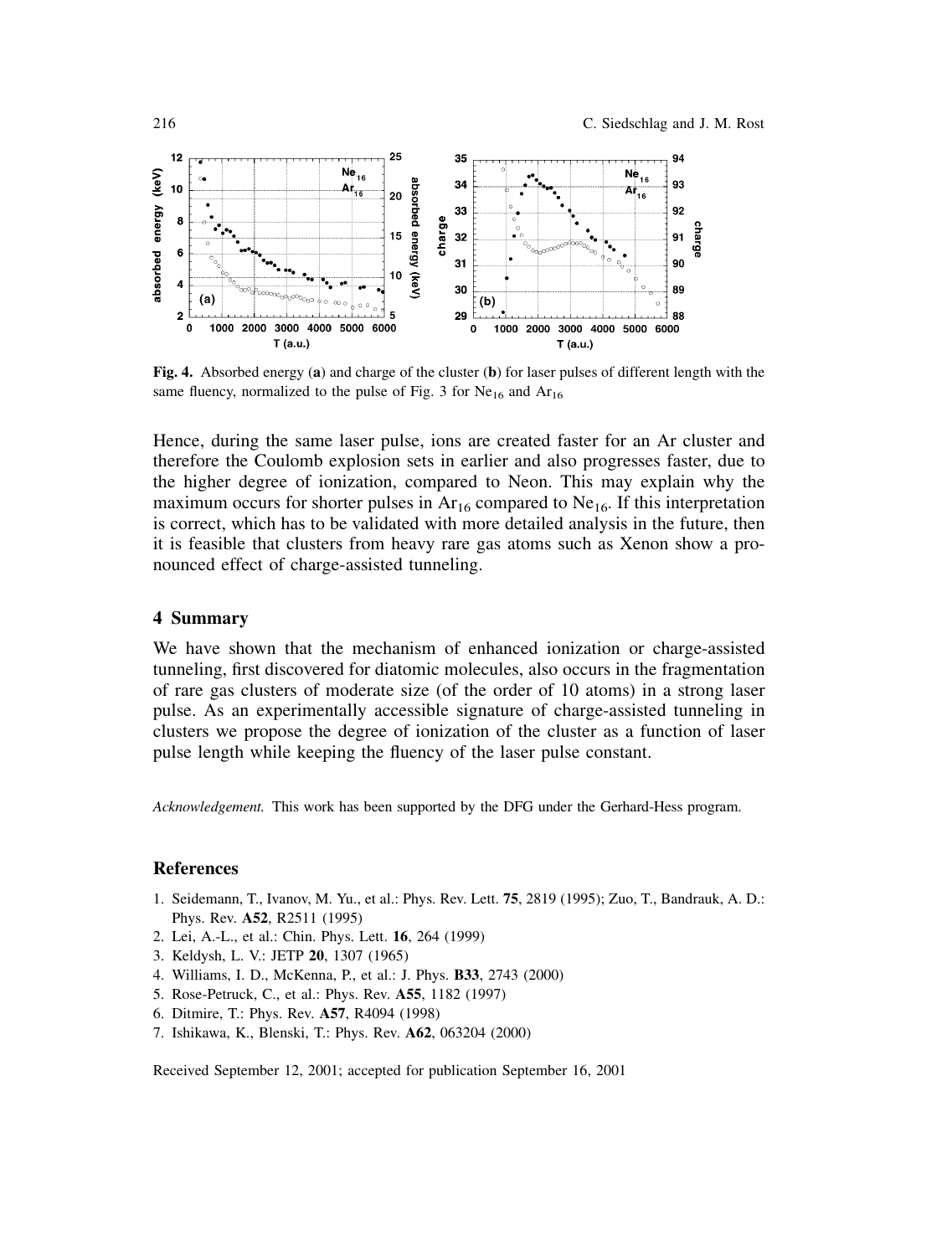(a)

absorbed energy (keV)

12
10
8
6
4
2

0 1000 2000 3000 4000 5000 6000

T (a.u.)

25
20
15
10
5

absorbed energy (keV)

$Ne_{16}$

$Ar_{16}$

(b)

charge

35
34
33
32
31
30
29

0 1000 2000 3000 4000 5000 6000

T (a.u.)

94
93
92
91
90
89
88

charge

$Ne_{16}$

$Ar_{16}$

**Fig. 4.** Absorbed energy (**a**) and charge of the cluster (**b**) for laser pulses of different length with the same fluency, normalized to the pulse of Fig. 3 for $Ne_{16}$ and $Ar_{16}$

Hence, during the same laser pulse, ions are created faster for an Ar cluster and therefore the Coulomb explosion sets in earlier and also progresses faster, due to the higher degree of ionization, compared to Neon. This may explain why the maximum occurs for shorter pulses in $Ar_{16}$ compared to $Ne_{16}$. If this interpretation is correct, which has to be validated with more detailed analysis in the future, then it is feasible that clusters from heavy rare gas atoms such as Xenon show a pronounced effect of charge-assisted tunneling.

## 4 Summary

We have shown that the mechanism of enhanced ionization or charge-assisted tunneling, first discovered for diatomic molecules, also occurs in the fragmentation of rare gas clusters of moderate size (of the order of 10 atoms) in a strong laser pulse. As an experimentally accessible signature of charge-assisted tunneling in clusters we propose the degree of ionization of the cluster as a function of laser pulse length while keeping the fluency of the laser pulse constant.

*Acknowledgement.* This work has been supported by the DFG under the Gerhard-Hess program.

## References

1. Seidemann, T., Ivanov, M. Yu., et al.: Phys. Rev. Lett. **75**, 2819 (1995); Zuo, T., Bandrauk, A. D.: Phys. Rev. **A52**, R2511 (1995)
2. Lei, A.-L., et al.: Chin. Phys. Lett. **16**, 264 (1999)
3. Keldysh, L. V.: JETP **20**, 1307 (1965)
4. Williams, I. D., McKenna, P., et al.: J. Phys. **B33**, 2743 (2000)
5. Rose-Petruck, C., et al.: Phys. Rev. **A55**, 1182 (1997)
6. Ditmire, T.: Phys. Rev. **A57**, R4094 (1998)
7. Ishikawa, K., Blenski, T.: Phys. Rev. **A62**, 063204 (2000)

Received September 12, 2001; accepted for publication September 16, 2001